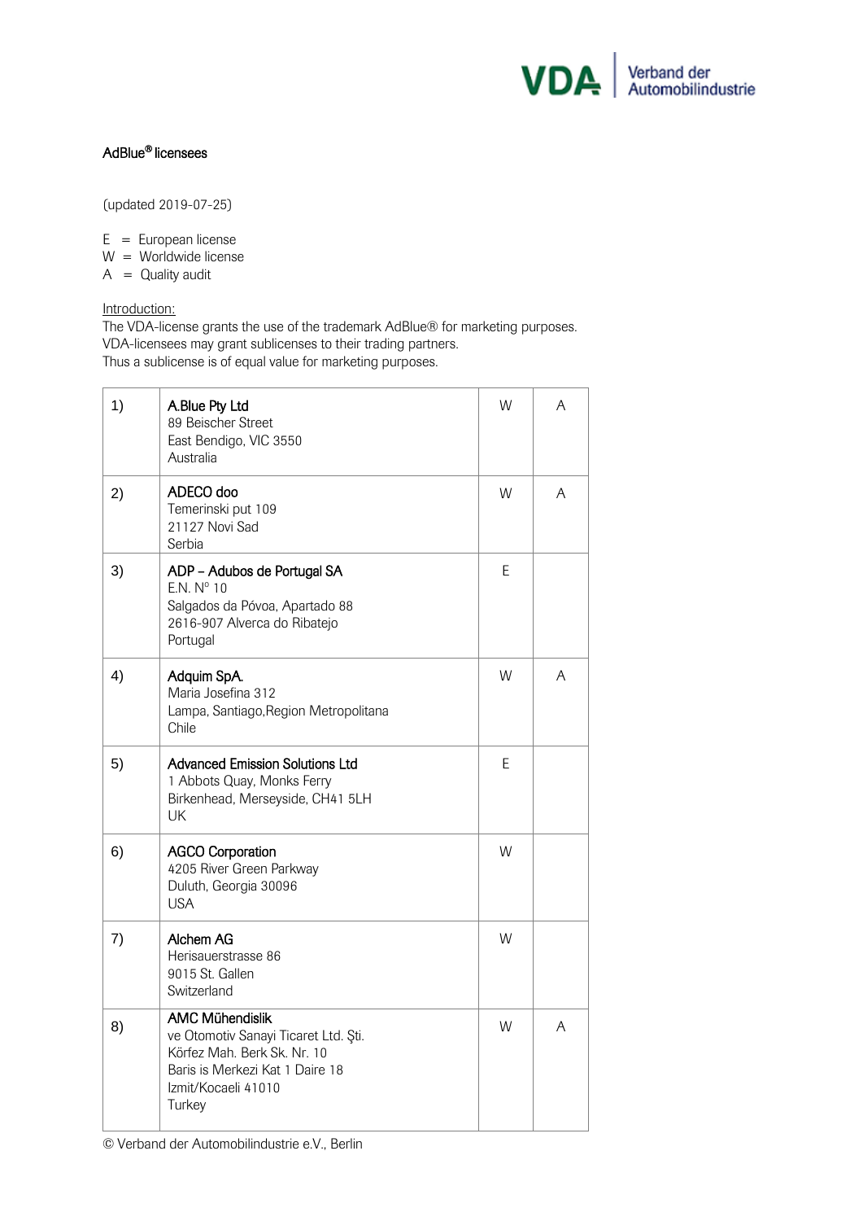# AdBlue® licensees

(updated 2019-07-25)

E = European license
W = Worldwide license
A = Quality audit

Introduction:
The VDA-license grants the use of the trademark AdBlue® for marketing purposes.
VDA-licensees may grant sublicenses to their trading partners.
Thus a sublicense is of equal value for marketing purposes.

| | | | |
|---|---|---|---|
| 1) | **A.Blue Pty Ltd**<br>89 Beischer Street<br>East Bendigo, VIC 3550<br>Australia | W | A |
| 2) | **ADECO doo**<br>Temerinski put 109<br>21127 Novi Sad<br>Serbia | W | A |
| 3) | **ADP – Adubos de Portugal SA**<br>E.N. Nº 10<br>Salgados da Póvoa, Apartado 88<br>2616-907 Alverca do Ribatejo<br>Portugal | E | |
| 4) | **Adquim SpA.**<br>Maria Josefina 312<br>Lampa, Santiago,Region Metropolitana<br>Chile | W | A |
| 5) | **Advanced Emission Solutions Ltd**<br>1 Abbots Quay, Monks Ferry<br>Birkenhead, Merseyside, CH41 5LH<br>UK | E | |
| 6) | **AGCO Corporation**<br>4205 River Green Parkway<br>Duluth, Georgia 30096<br>USA | W | |
| 7) | **Alchem AG**<br>Herisauerstrasse 86<br>9015 St. Gallen<br>Switzerland | W | |
| 8) | **AMC Mühendislik**<br>ve Otomotiv Sanayi Ticaret Ltd. Şti.<br>Körfez Mah. Berk Sk. Nr. 10<br>Baris is Merkezi Kat 1 Daire 18<br>Izmit/Kocaeli 41010<br>Turkey | W | A |

© Verband der Automobilindustrie e.V., Berlin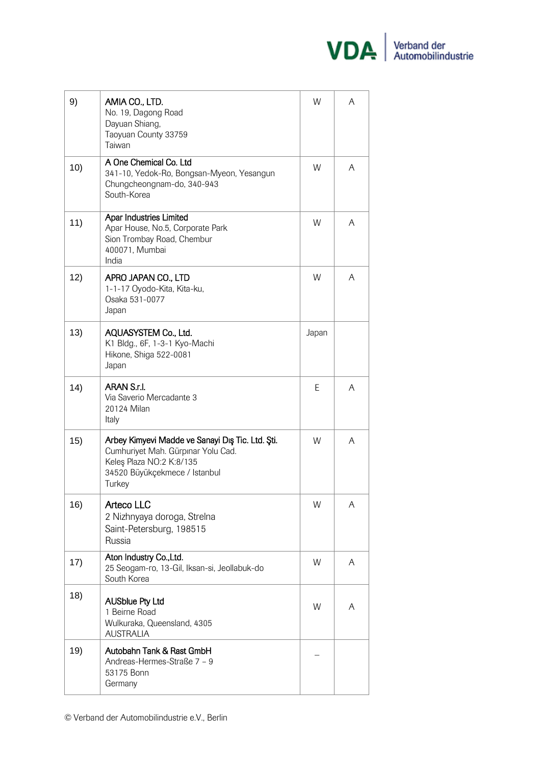| | | | |
|---|---|---|---|
| 9) | AMIA CO., LTD.<br>No. 19, Dagong Road<br>Dayuan Shiang,<br>Taoyuan County 33759<br>Taiwan | W | A |
| 10) | A One Chemical Co. Ltd<br>341-10, Yedok-Ro, Bongsan-Myeon, Yesangun<br>Chungcheongnam-do, 340-943<br>South-Korea | W | A |
| 11) | Apar Industries Limited<br>Apar House, No.5, Corporate Park<br>Sion Trombay Road, Chembur<br>400071, Mumbai<br>India | W | A |
| 12) | APRO JAPAN CO., LTD<br>1-1-17 Oyodo-Kita, Kita-ku,<br>Osaka 531-0077<br>Japan | W | A |
| 13) | AQUASYSTEM Co., Ltd.<br>K1 Bldg., 6F, 1-3-1 Kyo-Machi<br>Hikone, Shiga 522-0081<br>Japan | Japan | |
| 14) | ARAN S.r.l.<br>Via Saverio Mercadante 3<br>20124 Milan<br>Italy | E | A |
| 15) | Arbey Kimyevi Madde ve Sanayi Dış Tic. Ltd. Şti.<br>Cumhuriyet Mah. Gürpınar Yolu Cad.<br>Keleş Plaza NO:2 K:8/135<br>34520 Büyükçekmece / Istanbul<br>Turkey | W | A |
| 16) | Arteco LLC<br>2 Nizhnyaya doroga, Strelna<br>Saint-Petersburg, 198515<br>Russia | W | A |
| 17) | Aton Industry Co.,Ltd.<br>25 Seogam-ro, 13-Gil, Iksan-si, Jeollabuk-do<br>South Korea | W | A |
| 18) | AUSblue Pty Ltd<br>1 Beirne Road<br>Wulkuraka, Queensland, 4305<br>AUSTRALIA | W | A |
| 19) | Autobahn Tank & Rast GmbH<br>Andreas-Hermes-Straße 7 – 9<br>53175 Bonn<br>Germany | – | |

© Verband der Automobilindustrie e.V., Berlin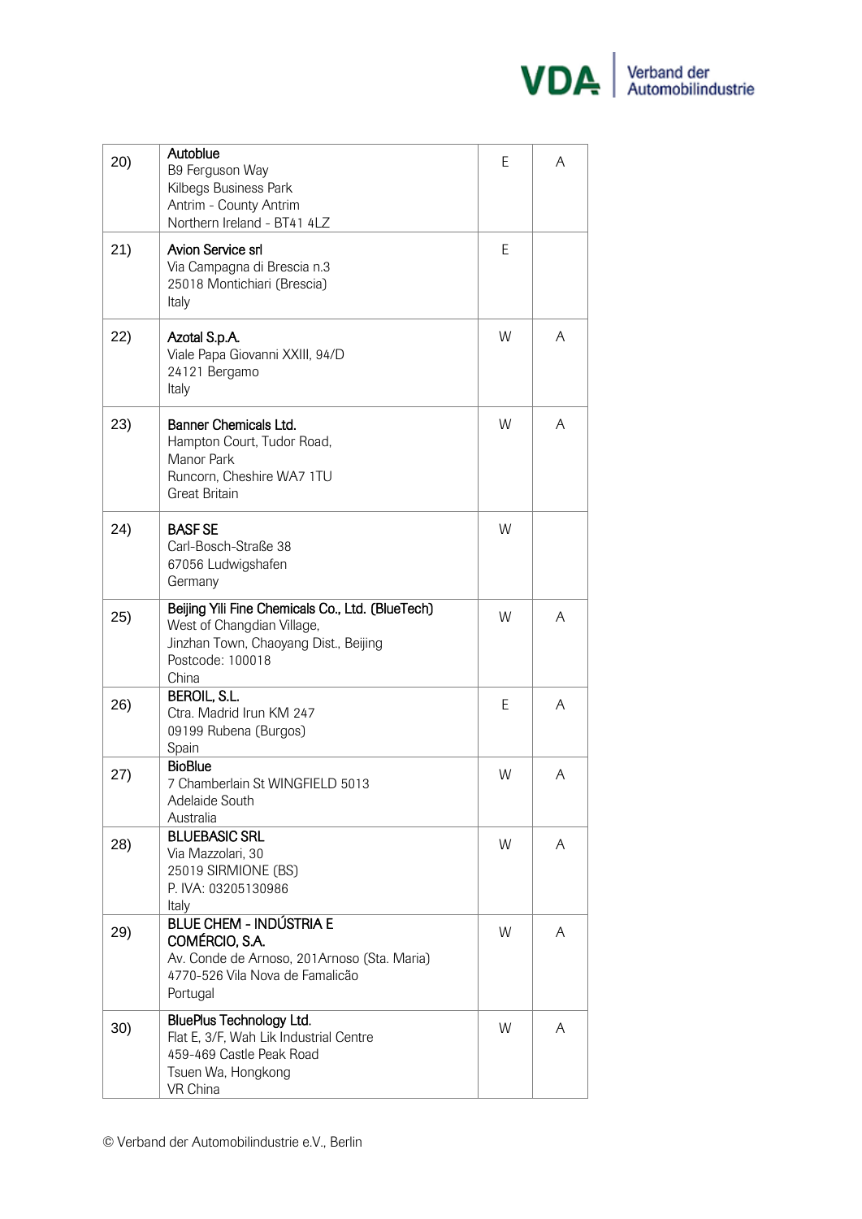| | | | |
|---|---|---|---|
| 20) | **Autoblue**<br>B9 Ferguson Way<br>Kilbegs Business Park<br>Antrim - County Antrim<br>Northern Ireland - BT41 4LZ | E | A |
| 21) | **Avion Service srl**<br>Via Campagna di Brescia n.3<br>25018 Montichiari (Brescia)<br>Italy | E | |
| 22) | **Azotal S.p.A.**<br>Viale Papa Giovanni XXIII, 94/D<br>24121 Bergamo<br>Italy | W | A |
| 23) | **Banner Chemicals Ltd.**<br>Hampton Court, Tudor Road,<br>Manor Park<br>Runcorn, Cheshire WA7 1TU<br>Great Britain | W | A |
| 24) | **BASF SE**<br>Carl-Bosch-Straße 38<br>67056 Ludwigshafen<br>Germany | W | |
| 25) | **Beijing Yili Fine Chemicals Co., Ltd. (BlueTech)**<br>West of Changdian Village,<br>Jinzhan Town, Chaoyang Dist., Beijing<br>Postcode: 100018<br>China | W | A |
| 26) | **BEROIL, S.L.**<br>Ctra. Madrid Irun KM 247<br>09199 Rubena (Burgos)<br>Spain | E | A |
| 27) | **BioBlue**<br>7 Chamberlain St WINGFIELD 5013<br>Adelaide South<br>Australia | W | A |
| 28) | **BLUEBASIC SRL**<br>Via Mazzolari, 30<br>25019 SIRMIONE (BS)<br>P. IVA: 03205130986<br>Italy | W | A |
| 29) | **BLUE CHEM - INDÚSTRIA E COMÉRCIO, S.A.**<br>Av. Conde de Arnoso, 201Arnoso (Sta. Maria)<br>4770-526 Vila Nova de Famalicão<br>Portugal | W | A |
| 30) | **BluePlus Technology Ltd.**<br>Flat E, 3/F, Wah Lik Industrial Centre<br>459-469 Castle Peak Road<br>Tsuen Wa, Hongkong<br>VR China | W | A |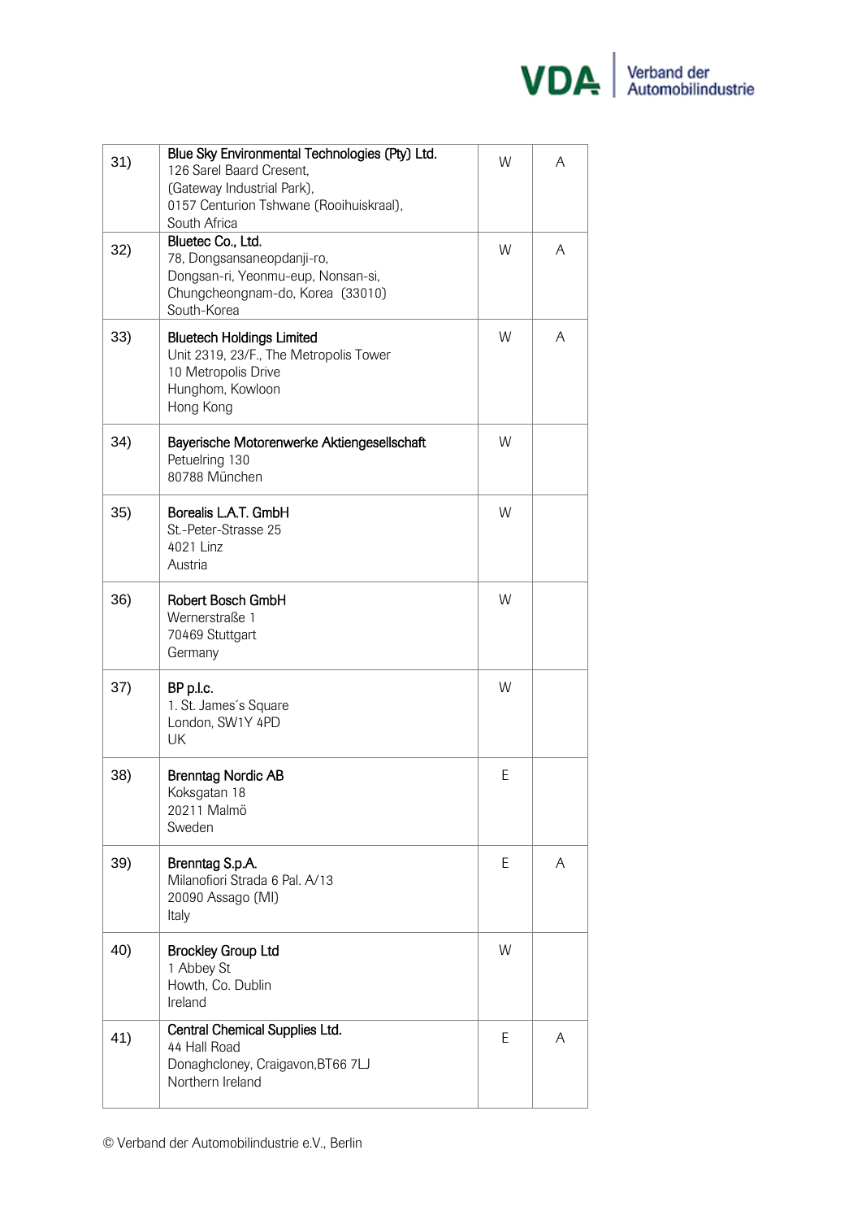| | | | |
|---|---|---|---|
| 31) | **Blue Sky Environmental Technologies (Pty) Ltd.**<br>126 Sarel Baard Cresent,<br>(Gateway Industrial Park),<br>0157 Centurion Tshwane (Rooihuiskraal),<br>South Africa | W | A |
| 32) | **Bluetec Co., Ltd.**<br>78, Dongsansaneopdanji-ro,<br>Dongsan-ri, Yeonmu-eup, Nonsan-si,<br>Chungcheongnam-do, Korea (33010)<br>South-Korea | W | A |
| 33) | **Bluetech Holdings Limited**<br>Unit 2319, 23/F., The Metropolis Tower<br>10 Metropolis Drive<br>Hunghom, Kowloon<br>Hong Kong | W | A |
| 34) | **Bayerische Motorenwerke Aktiengesellschaft**<br>Petuelring 130<br>80788 München | W | |
| 35) | **Borealis L.A.T. GmbH**<br>St.-Peter-Strasse 25<br>4021 Linz<br>Austria | W | |
| 36) | **Robert Bosch GmbH**<br>Wernerstraße 1<br>70469 Stuttgart<br>Germany | W | |
| 37) | **BP p.l.c.**<br>1. St. James´s Square<br>London, SW1Y 4PD<br>UK | W | |
| 38) | **Brenntag Nordic AB**<br>Koksgatan 18<br>20211 Malmö<br>Sweden | E | |
| 39) | **Brenntag S.p.A.**<br>Milanofiori Strada 6 Pal. A/13<br>20090 Assago (MI)<br>Italy | E | A |
| 40) | **Brockley Group Ltd**<br>1 Abbey St<br>Howth, Co. Dublin<br>Ireland | W | |
| 41) | **Central Chemical Supplies Ltd.**<br>44 Hall Road<br>Donaghcloney, Craigavon,BT66 7LJ<br>Northern Ireland | E | A |

© Verband der Automobilindustrie e.V., Berlin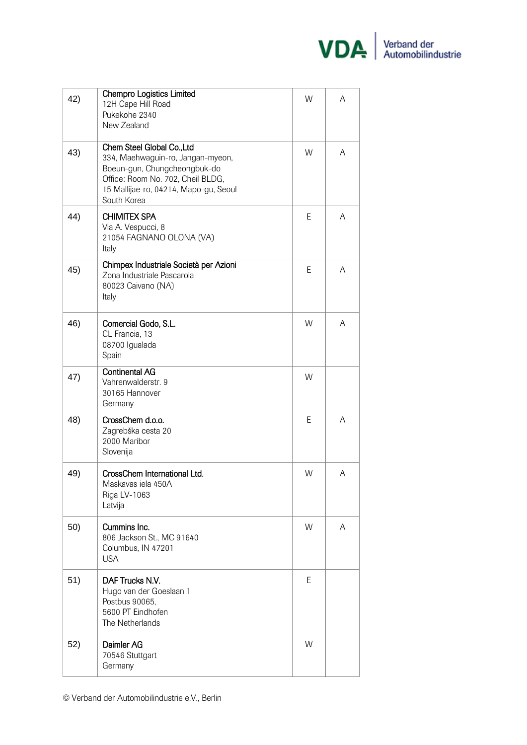| | | | |
|---|---|---|---|
| 42) | **Chempro Logistics Limited**<br>12H Cape Hill Road<br>Pukekohe 2340<br>New Zealand | W | A |
| 43) | **Chem Steel Global Co.,Ltd**<br>334, Maehwaguin-ro, Jangan-myeon,<br>Boeun-gun, Chungcheongbuk-do<br>Office: Room No. 702, Cheil BLDG,<br>15 Mallijae-ro, 04214, Mapo-gu, Seoul<br>South Korea | W | A |
| 44) | **CHIMITEX SPA**<br>Via A. Vespucci, 8<br>21054 FAGNANO OLONA (VA)<br>Italy | E | A |
| 45) | **Chimpex Industriale Società per Azioni**<br>Zona Industriale Pascarola<br>80023 Caivano (NA)<br>Italy | E | A |
| 46) | **Comercial Godo, S.L.**<br>CL Francia, 13<br>08700 Igualada<br>Spain | W | A |
| 47) | **Continental AG**<br>Vahrenwalderstr. 9<br>30165 Hannover<br>Germany | W | |
| 48) | **CrossChem d.o.o.**<br>Zagrebška cesta 20<br>2000 Maribor<br>Slovenija | E | A |
| 49) | **CrossChem International Ltd.**<br>Maskavas iela 450A<br>Riga LV-1063<br>Latvija | W | A |
| 50) | **Cummins Inc.**<br>806 Jackson St., MC 91640<br>Columbus, IN 47201<br>USA | W | A |
| 51) | **DAF Trucks N.V.**<br>Hugo van der Goeslaan 1<br>Postbus 90065,<br>5600 PT Eindhofen<br>The Netherlands | E | |
| 52) | **Daimler AG**<br>70546 Stuttgart<br>Germany | W | |

© Verband der Automobilindustrie e.V., Berlin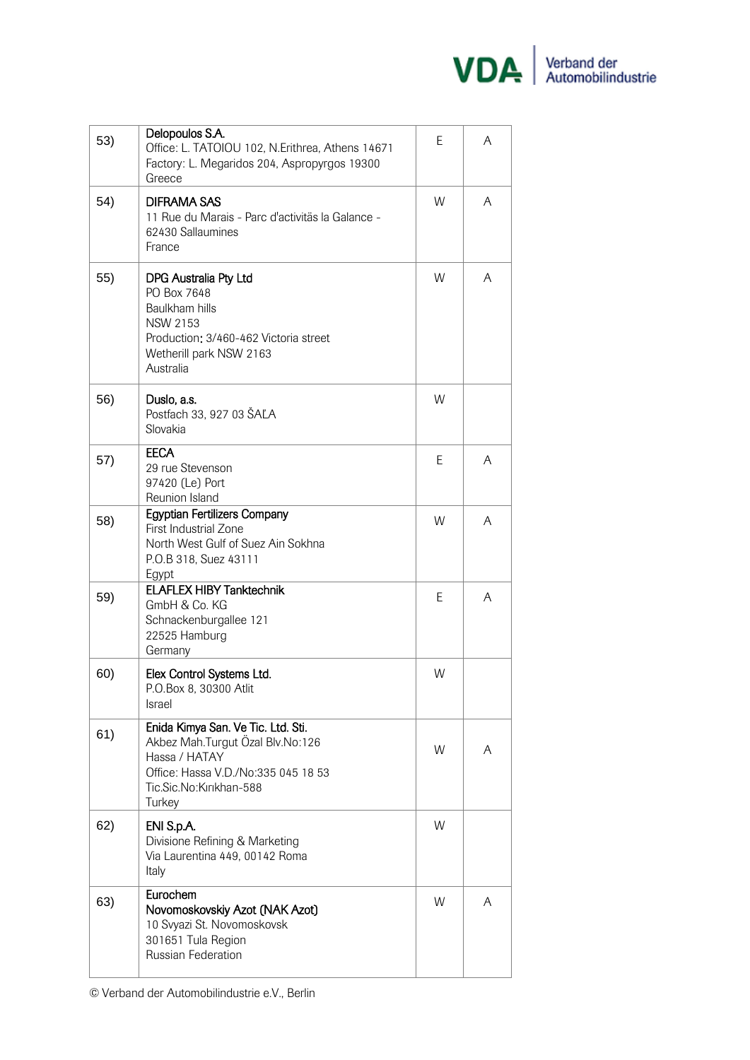| | | | |
|---|---|---|---|
| 53) | **Delopoulos S.A.**<br>Office: L. TATOIOU 102, N.Erithrea, Athens 14671<br>Factory: L. Megaridos 204, Aspropyrgos 19300<br>Greece | E | A |
| 54) | **DIFRAMA SAS**<br>11 Rue du Marais - Parc d'activitäs la Galance -<br>62430 Sallaumines<br>France | W | A |
| 55) | **DPG Australia Pty Ltd**<br>PO Box 7648<br>Baulkham hills<br>NSW 2153<br>Production: 3/460-462 Victoria street<br>Wetherill park NSW 2163<br>Australia | W | A |
| 56) | **Duslo, a.s.**<br>Postfach 33, 927 03 ŠAĽA<br>Slovakia | W | |
| 57) | **EECA**<br>29 rue Stevenson<br>97420 (Le) Port<br>Reunion Island | E | A |
| 58) | **Egyptian Fertilizers Company**<br>First Industrial Zone<br>North West Gulf of Suez Ain Sokhna<br>P.O.B 318, Suez 43111<br>Egypt | W | A |
| 59) | **ELAFLEX HIBY Tanktechnik**<br>GmbH & Co. KG<br>Schnackenburgallee 121<br>22525 Hamburg<br>Germany | E | A |
| 60) | **Elex Control Systems Ltd.**<br>P.O.Box 8, 30300 Atlit<br>Israel | W | |
| 61) | **Enida Kimya San. Ve Tic. Ltd. Sti.**<br>Akbez Mah.Turgut Özal Blv.No:126<br>Hassa / HATAY<br>Office: Hassa V.D./No:335 045 18 53<br>Tic.Sic.No:Kırıkhan-588<br>Turkey | W | A |
| 62) | **ENI S.p.A.**<br>Divisione Refining & Marketing<br>Via Laurentina 449, 00142 Roma<br>Italy | W | |
| 63) | **Eurochem**<br>**Novomoskovskiy Azot (NAK Azot)**<br>10 Svyazi St. Novomoskovsk<br>301651 Tula Region<br>Russian Federation | W | A |

© Verband der Automobilindustrie e.V., Berlin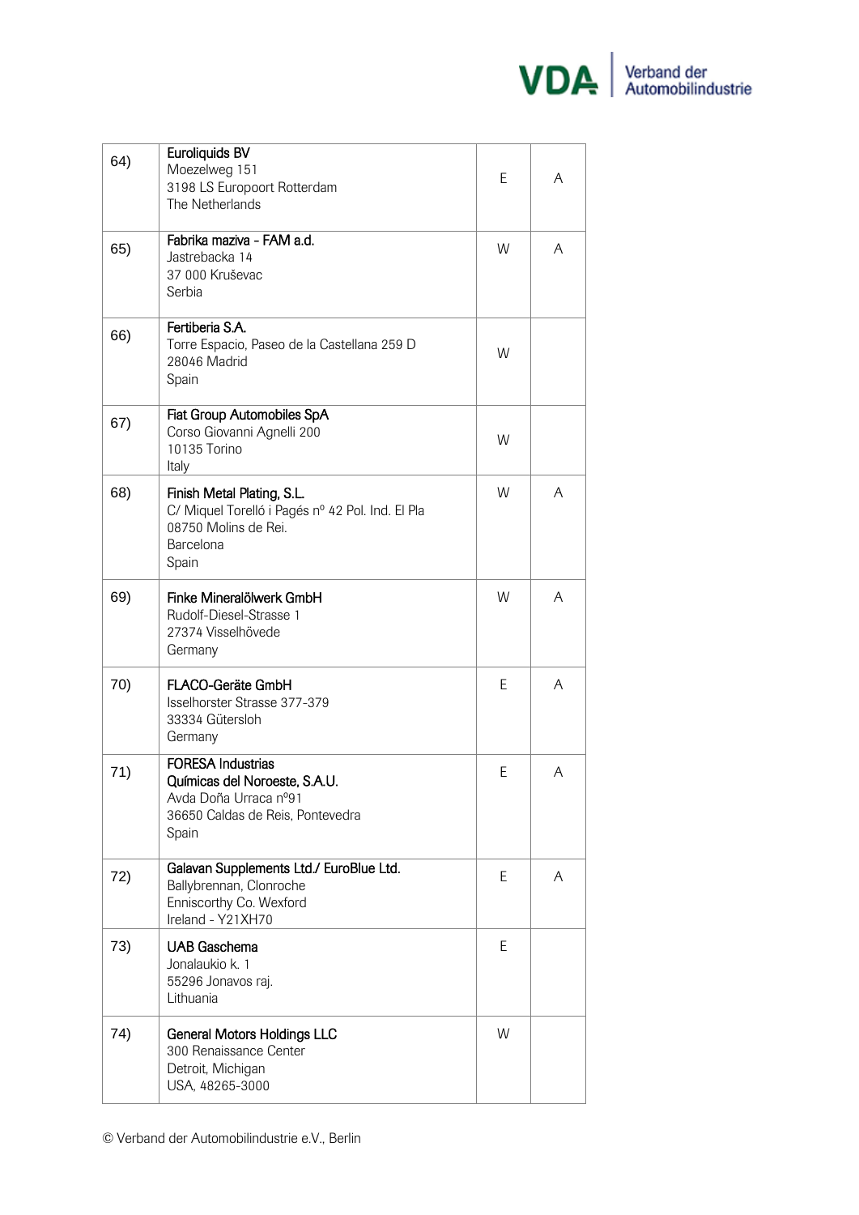| | | | |
|---|---|---|---|
| 64) | **Euroliquids BV**<br>Moezelweg 151<br>3198 LS Europoort Rotterdam<br>The Netherlands | E | A |
| 65) | **Fabrika maziva - FAM a.d.**<br>Jastrebacka 14<br>37 000 Kruševac<br>Serbia | W | A |
| 66) | **Fertiberia S.A.**<br>Torre Espacio, Paseo de la Castellana 259 D<br>28046 Madrid<br>Spain | W | |
| 67) | **Fiat Group Automobiles SpA**<br>Corso Giovanni Agnelli 200<br>10135 Torino<br>Italy | W | |
| 68) | **Finish Metal Plating, S.L.**<br>C/ Miquel Torelló i Pagés nº 42 Pol. Ind. El Pla<br>08750 Molins de Rei.<br>Barcelona<br>Spain | W | A |
| 69) | **Finke Mineralölwerk GmbH**<br>Rudolf-Diesel-Strasse 1<br>27374 Visselhövede<br>Germany | W | A |
| 70) | **FLACO-Geräte GmbH**<br>Isselhorster Strasse 377-379<br>33334 Gütersloh<br>Germany | E | A |
| 71) | **FORESA Industrias Químicas del Noroeste, S.A.U.**<br>Avda Doña Urraca nº91<br>36650 Caldas de Reis, Pontevedra<br>Spain | E | A |
| 72) | **Galavan Supplements Ltd./ EuroBlue Ltd.**<br>Ballybrennan, Clonroche<br>Enniscorthy Co. Wexford<br>Ireland - Y21XH70 | E | A |
| 73) | **UAB Gaschema**<br>Jonalaukio k. 1<br>55296 Jonavos raj.<br>Lithuania | E | |
| 74) | **General Motors Holdings LLC**<br>300 Renaissance Center<br>Detroit, Michigan<br>USA, 48265-3000 | W | |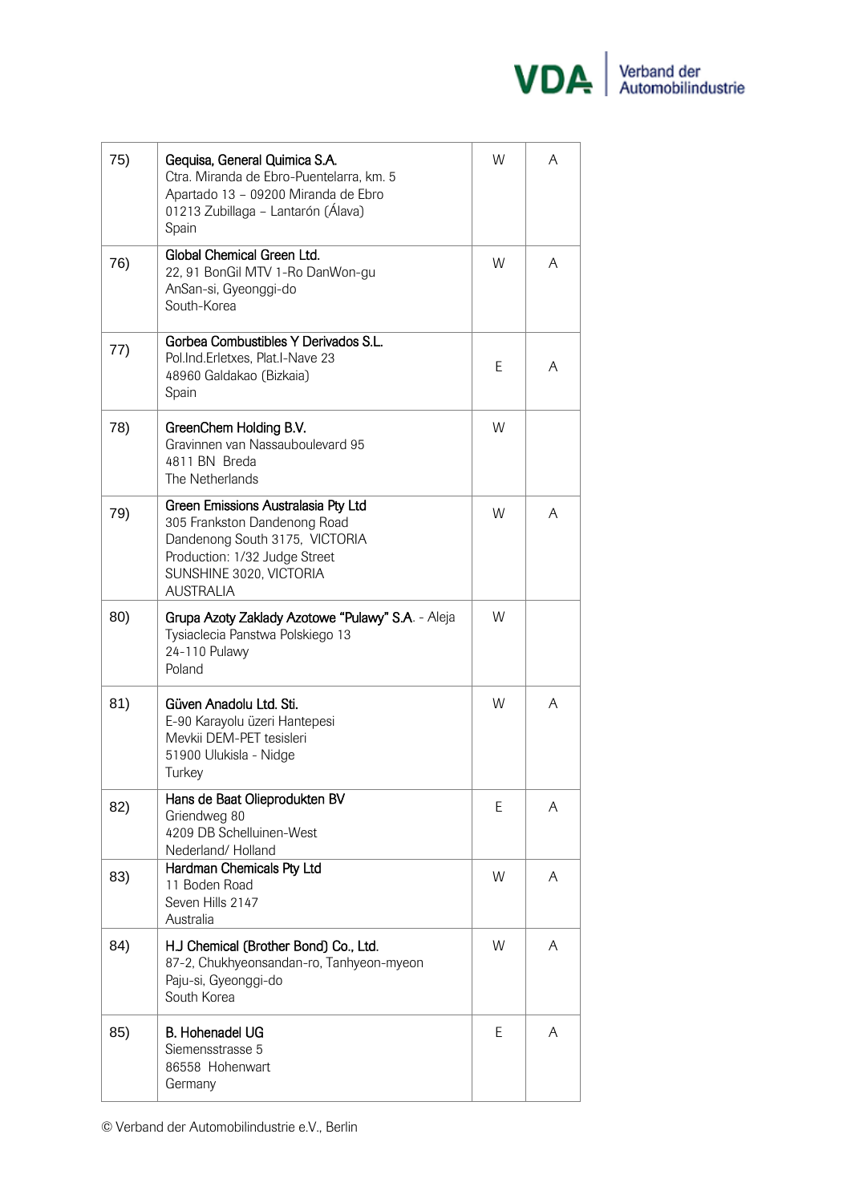| | | | |
|---|---|---|---|
| 75) | **Gequisa, General Quimica S.A.**<br>Ctra. Miranda de Ebro-Puentelarra, km. 5<br>Apartado 13 – 09200 Miranda de Ebro<br>01213 Zubillaga – Lantarón (Álava)<br>Spain | W | A |
| 76) | **Global Chemical Green Ltd.**<br>22, 91 BonGil MTV 1-Ro DanWon-gu<br>AnSan-si, Gyeonggi-do<br>South-Korea | W | A |
| 77) | **Gorbea Combustibles Y Derivados S.L.**<br>Pol.Ind.Erletxes, Plat.I-Nave 23<br>48960 Galdakao (Bizkaia)<br>Spain | E | A |
| 78) | **GreenChem Holding B.V.**<br>Gravinnen van Nassauboulevard 95<br>4811 BN Breda<br>The Netherlands | W | |
| 79) | **Green Emissions Australasia Pty Ltd**<br>305 Frankston Dandenong Road<br>Dandenong South 3175, VICTORIA<br>Production: 1/32 Judge Street<br>SUNSHINE 3020, VICTORIA<br>AUSTRALIA | W | A |
| 80) | **Grupa Azoty Zaklady Azotowe "Pulawy" S.A.** - Aleja Tysiaclecia Panstwa Polskiego 13<br>24-110 Pulawy<br>Poland | W | |
| 81) | **Güven Anadolu Ltd. Sti.**<br>E-90 Karayolu üzeri Hantepesi<br>Mevkii DEM-PET tesisleri<br>51900 Ulukisla - Nidge<br>Turkey | W | A |
| 82) | **Hans de Baat Olieprodukten BV**<br>Griendweg 80<br>4209 DB Schelluinen-West<br>Nederland/ Holland | E | A |
| 83) | **Hardman Chemicals Pty Ltd**<br>11 Boden Road<br>Seven Hills 2147<br>Australia | W | A |
| 84) | **HJ Chemical (Brother Bond) Co., Ltd.**<br>87-2, Chukhyeonsandan-ro, Tanhyeon-myeon<br>Paju-si, Gyeonggi-do<br>South Korea | W | A |
| 85) | **B. Hohenadel UG**<br>Siemensstrasse 5<br>86558 Hohenwart<br>Germany | E | A |

© Verband der Automobilindustrie e.V., Berlin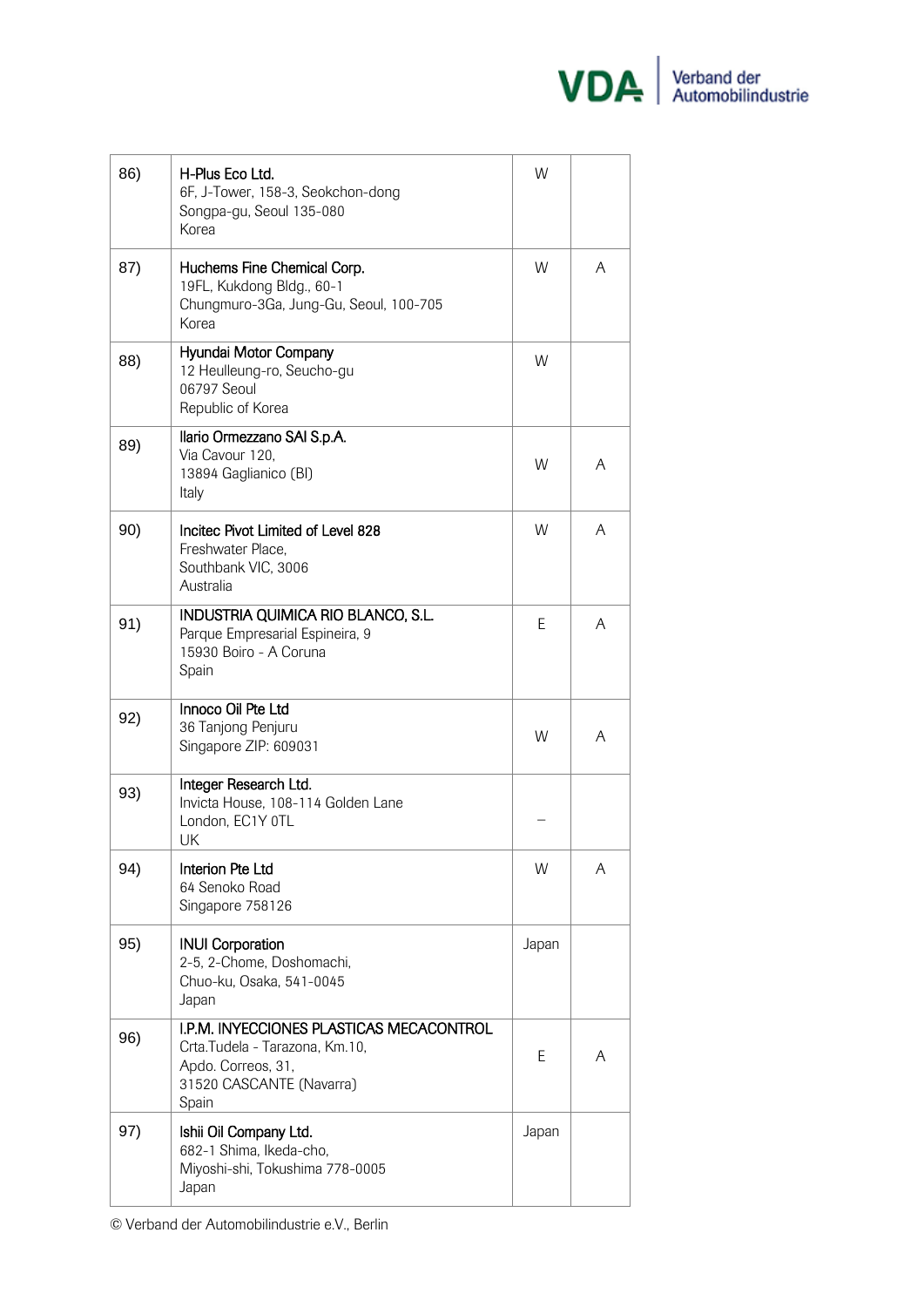| | | | |
|---|---|---|---|
| 86) | **H-Plus Eco Ltd.**<br>6F, J-Tower, 158-3, Seokchon-dong<br>Songpa-gu, Seoul 135-080<br>Korea | W | |
| 87) | **Huchems Fine Chemical Corp.**<br>19FL, Kukdong Bldg., 60-1<br>Chungmuro-3Ga, Jung-Gu, Seoul, 100-705<br>Korea | W | A |
| 88) | **Hyundai Motor Company**<br>12 Heulleung-ro, Seucho-gu<br>06797 Seoul<br>Republic of Korea | W | |
| 89) | **Ilario Ormezzano SAI S.p.A.**<br>Via Cavour 120,<br>13894 Gaglianico (BI)<br>Italy | W | A |
| 90) | **Incitec Pivot Limited of Level 828**<br>Freshwater Place,<br>Southbank VIC, 3006<br>Australia | W | A |
| 91) | **INDUSTRIA QUIMICA RIO BLANCO, S.L.**<br>Parque Empresarial Espineira, 9<br>15930 Boiro - A Coruna<br>Spain | E | A |
| 92) | **Innoco Oil Pte Ltd**<br>36 Tanjong Penjuru<br>Singapore ZIP: 609031 | W | A |
| 93) | **Integer Research Ltd.**<br>Invicta House, 108-114 Golden Lane<br>London, EC1Y 0TL<br>UK | – | |
| 94) | **Interion Pte Ltd**<br>64 Senoko Road<br>Singapore 758126 | W | A |
| 95) | **INUI Corporation**<br>2-5, 2-Chome, Doshomachi,<br>Chuo-ku, Osaka, 541-0045<br>Japan | Japan | |
| 96) | **I.P.M. INYECCIONES PLASTICAS MECACONTROL**<br>Crta.Tudela - Tarazona, Km.10,<br>Apdo. Correos, 31,<br>31520 CASCANTE (Navarra)<br>Spain | E | A |
| 97) | **Ishii Oil Company Ltd.**<br>682-1 Shima, Ikeda-cho,<br>Miyoshi-shi, Tokushima 778-0005<br>Japan | Japan | |

© Verband der Automobilindustrie e.V., Berlin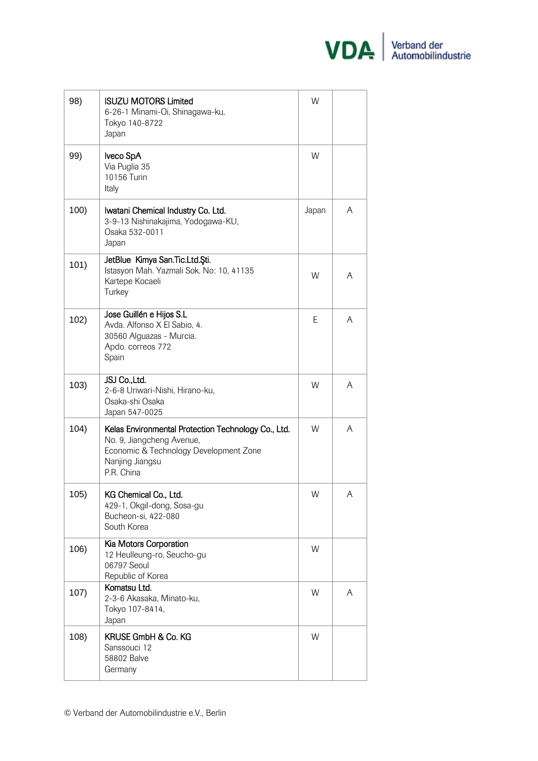| | | | |
|---|---|---|---|
| 98) | **ISUZU MOTORS Limited**<br>6-26-1 Minami-Oi, Shinagawa-ku,<br>Tokyo 140-8722<br>Japan | W | |
| 99) | **Iveco SpA**<br>Via Puglia 35<br>10156 Turin<br>Italy | W | |
| 100) | **Iwatani Chemical Industry Co. Ltd.**<br>3-9-13 Nishinakajima, Yodogawa-KU,<br>Osaka 532-0011<br>Japan | Japan | A |
| 101) | **JetBlue Kimya San.Tic.Ltd.Şti.**<br>Istasyon Mah. Yazmali Sok. No: 10, 41135<br>Kartepe Kocaeli<br>Turkey | W | A |
| 102) | **Jose Guillén e Hijos S.L**<br>Avda. Alfonso X El Sabio, 4.<br>30560 Alguazas - Murcia.<br>Apdo. correos 772<br>Spain | E | A |
| 103) | **JSJ Co.,Ltd.**<br>2-6-8 Uriwari-Nishi, Hirano-ku,<br>Osaka-shi Osaka<br>Japan 547-0025 | W | A |
| 104) | **Kelas Environmental Protection Technology Co., Ltd.**<br>No. 9, Jiangcheng Avenue,<br>Economic & Technology Development Zone<br>Nanjing Jiangsu<br>P.R. China | W | A |
| 105) | **KG Chemical Co., Ltd.**<br>429-1, Okgil-dong, Sosa-gu<br>Bucheon-si, 422-080<br>South Korea | W | A |
| 106) | **Kia Motors Corporation**<br>12 Heulleung-ro, Seucho-gu<br>06797 Seoul<br>Republic of Korea | W | |
| 107) | **Komatsu Ltd.**<br>2-3-6 Akasaka, Minato-ku,<br>Tokyo 107-8414,<br>Japan | W | A |
| 108) | **KRUSE GmbH & Co. KG**<br>Sanssouci 12<br>58802 Balve<br>Germany | W | |

© Verband der Automobilindustrie e.V., Berlin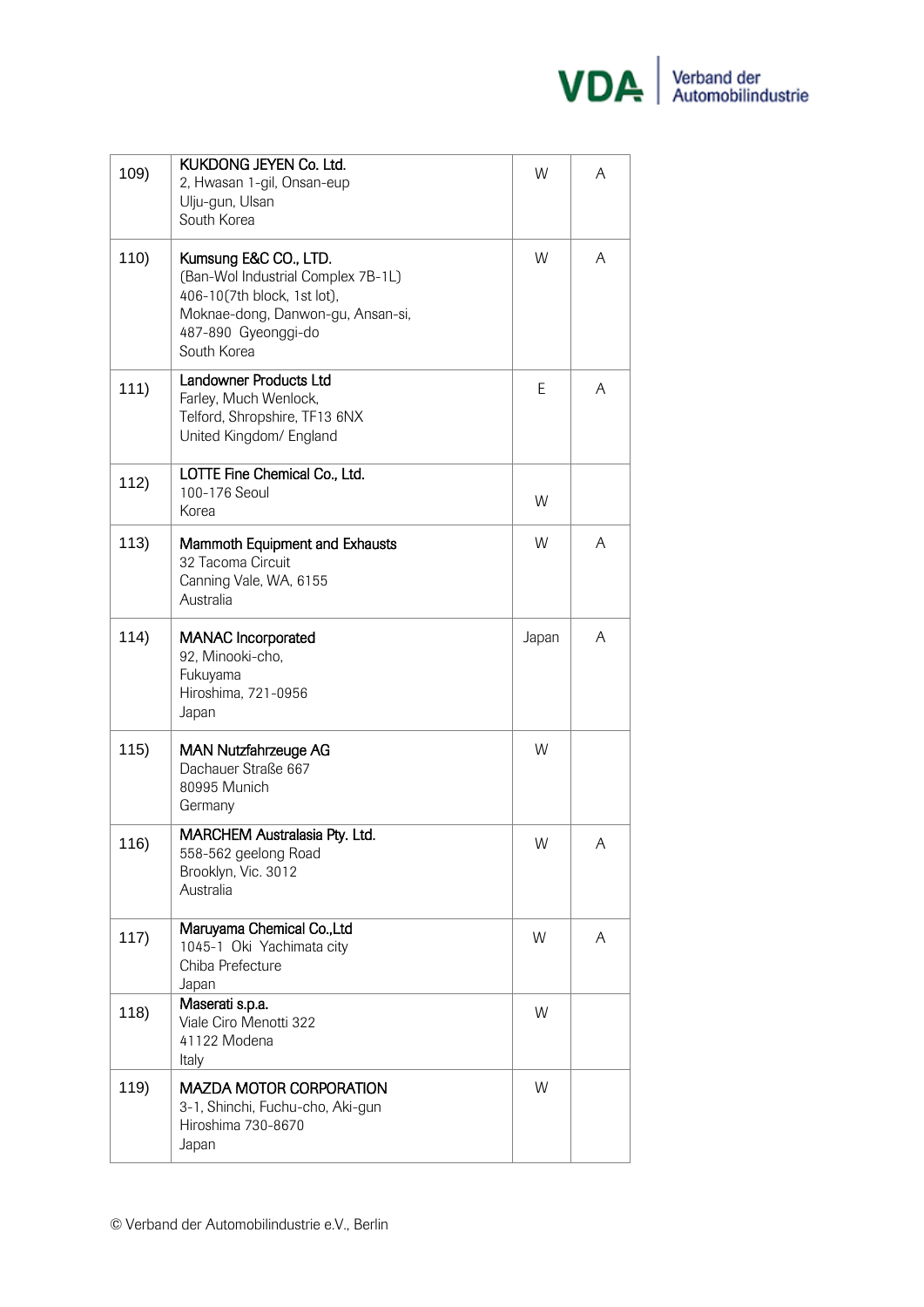| | | | |
|---|---|---|---|
| 109) | **KUKDONG JEYEN Co. Ltd.**<br>2, Hwasan 1-gil, Onsan-eup<br>Ulju-gun, Ulsan<br>South Korea | W | A |
| 110) | **Kumsung E&C CO., LTD.**<br>(Ban-Wol Industrial Complex 7B-1L)<br>406-10(7th block, 1st lot),<br>Moknae-dong, Danwon-gu, Ansan-si,<br>487-890 Gyeonggi-do<br>South Korea | W | A |
| 111) | **Landowner Products Ltd**<br>Farley, Much Wenlock,<br>Telford, Shropshire, TF13 6NX<br>United Kingdom/ England | E | A |
| 112) | **LOTTE Fine Chemical Co., Ltd.**<br>100-176 Seoul<br>Korea | W | |
| 113) | **Mammoth Equipment and Exhausts**<br>32 Tacoma Circuit<br>Canning Vale, WA, 6155<br>Australia | W | A |
| 114) | **MANAC Incorporated**<br>92, Minooki-cho,<br>Fukuyama<br>Hiroshima, 721-0956<br>Japan | Japan | A |
| 115) | **MAN Nutzfahrzeuge AG**<br>Dachauer Straße 667<br>80995 Munich<br>Germany | W | |
| 116) | **MARCHEM Australasia Pty. Ltd.**<br>558-562 geelong Road<br>Brooklyn, Vic. 3012<br>Australia | W | A |
| 117) | **Maruyama Chemical Co.,Ltd**<br>1045-1 Oki Yachimata city<br>Chiba Prefecture<br>Japan | W | A |
| 118) | **Maserati s.p.a.**<br>Viale Ciro Menotti 322<br>41122 Modena<br>Italy | W | |
| 119) | **MAZDA MOTOR CORPORATION**<br>3-1, Shinchi, Fuchu-cho, Aki-gun<br>Hiroshima 730-8670<br>Japan | W | |

© Verband der Automobilindustrie e.V., Berlin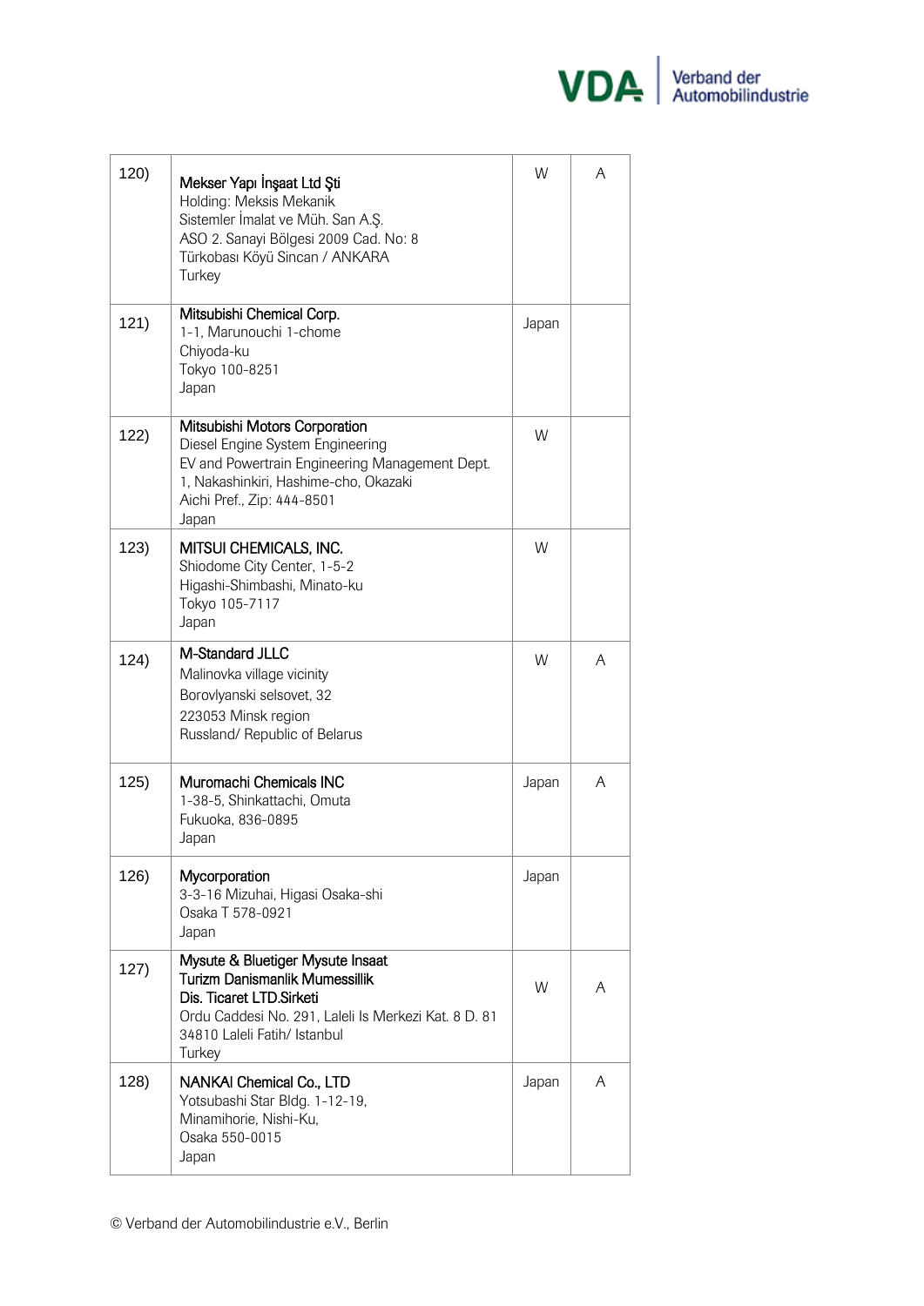| | | | |
|---|---|---|---|
| 120) | **Mekser Yapı İnşaat Ltd Şti**<br>Holding: Meksis Mekanik<br>Sistemler İmalat ve Müh. San A.Ş.<br>ASO 2. Sanayi Bölgesi 2009 Cad. No: 8<br>Türkobası Köyü Sincan / ANKARA<br>Turkey | W | A |
| 121) | **Mitsubishi Chemical Corp.**<br>1-1, Marunouchi 1-chome<br>Chiyoda-ku<br>Tokyo 100-8251<br>Japan | Japan | |
| 122) | **Mitsubishi Motors Corporation**<br>Diesel Engine System Engineering<br>EV and Powertrain Engineering Management Dept.<br>1, Nakashinkiri, Hashime-cho, Okazaki<br>Aichi Pref., Zip: 444-8501<br>Japan | W | |
| 123) | **MITSUI CHEMICALS, INC.**<br>Shiodome City Center, 1-5-2<br>Higashi-Shimbashi, Minato-ku<br>Tokyo 105-7117<br>Japan | W | |
| 124) | **M-Standard JLLC**<br>Malinovka village vicinity<br>Borovlyanski selsovet, 32<br>223053 Minsk region<br>Russland/ Republic of Belarus | W | A |
| 125) | **Muromachi Chemicals INC**<br>1-38-5, Shinkattachi, Omuta<br>Fukuoka, 836-0895<br>Japan | Japan | A |
| 126) | **Mycorporation**<br>3-3-16 Mizuhai, Higasi Osaka-shi<br>Osaka T 578-0921<br>Japan | Japan | |
| 127) | **Mysute & Bluetiger Mysute Insaat Turizm Danismanlik Mumessillik Dis. Ticaret LTD.Sirketi**<br>Ordu Caddesi No. 291, Laleli Is Merkezi Kat. 8 D. 81<br>34810 Laleli Fatih/ Istanbul<br>Turkey | W | A |
| 128) | **NANKAI Chemical Co., LTD**<br>Yotsubashi Star Bldg. 1-12-19,<br>Minamihorie, Nishi-Ku,<br>Osaka 550-0015<br>Japan | Japan | A |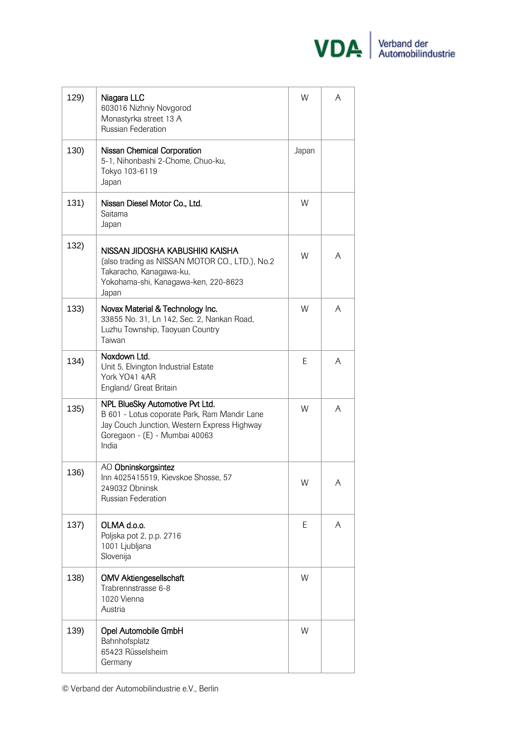| | | | |
|---|---|---|---|
| 129) | **Niagara LLC**<br>603016 Nizhniy Novgorod<br>Monastyrka street 13 A<br>Russian Federation | W | A |
| 130) | **Nissan Chemical Corporation**<br>5-1, Nihonbashi 2-Chome, Chuo-ku,<br>Tokyo 103-6119<br>Japan | Japan | |
| 131) | **Nissan Diesel Motor Co., Ltd.**<br>Saitama<br>Japan | W | |
| 132) | **NISSAN JIDOSHA KABUSHIKI KAISHA**<br>(also trading as NISSAN MOTOR CO., LTD.), No.2 Takaracho, Kanagawa-ku,<br>Yokohama-shi, Kanagawa-ken, 220-8623<br>Japan | W | A |
| 133) | **Novax Material & Technology Inc.**<br>33855 No. 31, Ln 142, Sec. 2, Nankan Road,<br>Luzhu Township, Taoyuan Country<br>Taiwan | W | A |
| 134) | **Noxdown Ltd.**<br>Unit 5, Elvington Industrial Estate<br>York YO41 4AR<br>England/ Great Britain | E | A |
| 135) | **NPL BlueSky Automotive Pvt Ltd.**<br>B 601 - Lotus coporate Park, Ram Mandir Lane<br>Jay Couch Junction, Western Express Highway<br>Goregaon - (E) - Mumbai 40063<br>India | W | A |
| 136) | AO **Obninskorgsintez**<br>Inn 4025415519, Kievskoe Shosse, 57<br>249032 Obninsk<br>Russian Federation | W | A |
| 137) | **OLMA d.o.o.**<br>Poljska pot 2, p.p. 2716<br>1001 Ljubljana<br>Slovenija | E | A |
| 138) | **OMV Aktiengesellschaft**<br>Trabrennstrasse 6-8<br>1020 Vienna<br>Austria | W | |
| 139) | **Opel Automobile GmbH**<br>Bahnhofsplatz<br>65423 Rüsselsheim<br>Germany | W | |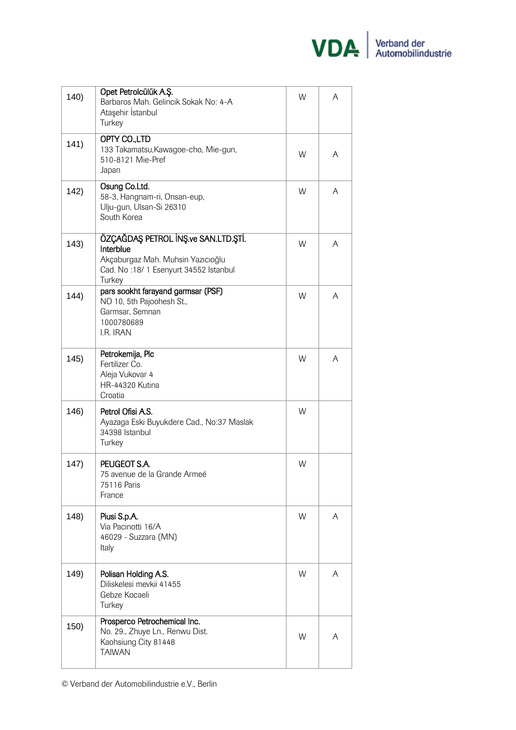| | | | |
|---|---|---|---|
| 140) | **Opet Petrolcülük A.Ş.**<br>Barbaros Mah. Gelincik Sokak No: 4-A<br>Ataşehir İstanbul<br>Turkey | W | A |
| 141) | **OPTY CO.,LTD**<br>133 Takamatsu,Kawagoe-cho, Mie-gun,<br>510-8121 Mie-Pref<br>Japan | W | A |
| 142) | **Osung Co.Ltd.**<br>58-3, Hangnam-ri, Onsan-eup,<br>Ulju-gun, Ulsan-Si 26310<br>South Korea | W | A |
| 143) | **ÖZÇAĞDAŞ PETROL İNŞ.ve SAN.LTD.ŞTİ. Interblue**<br>Akçaburgaz Mah. Muhsin Yazıcıoğlu<br>Cad. No :18/ 1 Esenyurt 34552 Istanbul<br>Turkey | W | A |
| 144) | **pars sookht farayand garmsar (PSF)**<br>NO 10, 5th Pajoohesh St.,<br>Garmsar, Semnan<br>1000780689<br>I.R. IRAN | W | A |
| 145) | **Petrokemija, Plc**<br>Fertilizer Co.<br>Aleja Vukovar 4<br>HR-44320 Kutina<br>Croatia | W | A |
| 146) | **Petrol Ofisi A.S.**<br>Ayazaga Eski Buyukdere Cad., No:37 Maslak<br>34398 Istanbul<br>Turkey | W | |
| 147) | **PEUGEOT S.A.**<br>75 avenue de la Grande Armeé<br>75116 Paris<br>France | W | |
| 148) | **Piusi S.p.A.**<br>Via Pacinotti 16/A<br>46029 - Suzzara (MN)<br>Italy | W | A |
| 149) | **Polisan Holding A.S.**<br>Diliskelesi mevkii 41455<br>Gebze Kocaeli<br>Turkey | W | A |
| 150) | **Prosperco Petrochemical Inc.**<br>No. 29., Zhuye Ln., Renwu Dist.<br>Kaohsiung City 81448<br>TAIWAN | W | A |

© Verband der Automobilindustrie e.V., Berlin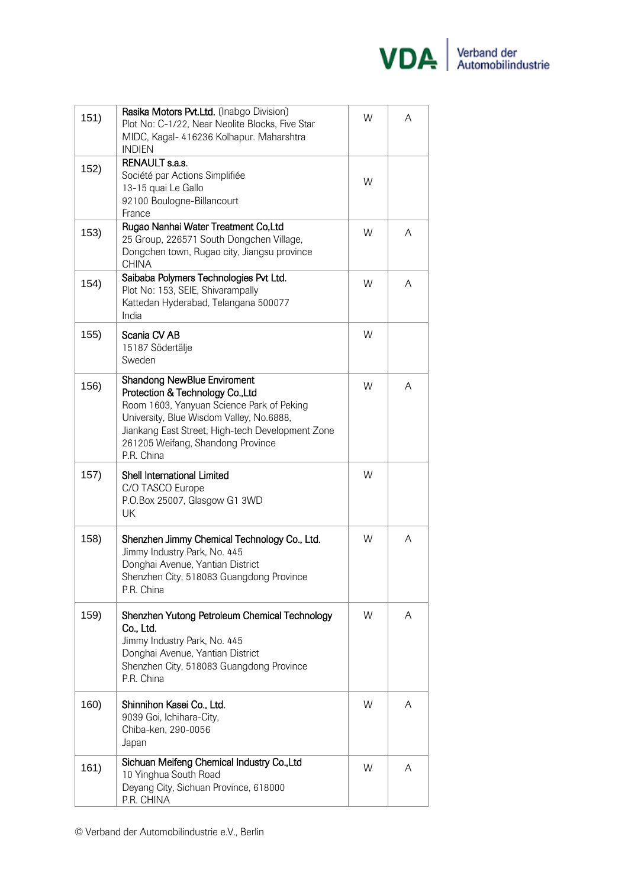| | | | |
|---|---|---|---|
| 151) | **Rasika Motors Pvt.Ltd.** (Inabgo Division)<br>Plot No: C-1/22, Near Neolite Blocks, Five Star MIDC, Kagal- 416236 Kolhapur. Maharshtra<br>INDIEN | W | A |
| 152) | **RENAULT s.a.s.**<br>Société par Actions Simplifiée<br>13-15 quai Le Gallo<br>92100 Boulogne-Billancourt<br>France | W | |
| 153) | **Rugao Nanhai Water Treatment Co,Ltd**<br>25 Group, 226571 South Dongchen Village, Dongchen town, Rugao city, Jiangsu province<br>CHINA | W | A |
| 154) | **Saibaba Polymers Technologies Pvt Ltd.**<br>Plot No: 153, SEIE, Shivarampally<br>Kattedan Hyderabad, Telangana 500077<br>India | W | A |
| 155) | **Scania CV AB**<br>15187 Södertälje<br>Sweden | W | |
| 156) | **Shandong NewBlue Enviroment Protection & Technology Co.,Ltd**<br>Room 1603, Yanyuan Science Park of Peking University, Blue Wisdom Valley, No.6888, Jiankang East Street, High-tech Development Zone<br>261205 Weifang, Shandong Province<br>P.R. China | W | A |
| 157) | **Shell International Limited**<br>C/O TASCO Europe<br>P.O.Box 25007, Glasgow G1 3WD<br>UK | W | |
| 158) | **Shenzhen Jimmy Chemical Technology Co., Ltd.**<br>Jimmy Industry Park, No. 445<br>Donghai Avenue, Yantian District<br>Shenzhen City, 518083 Guangdong Province<br>P.R. China | W | A |
| 159) | **Shenzhen Yutong Petroleum Chemical Technology Co., Ltd.**<br>Jimmy Industry Park, No. 445<br>Donghai Avenue, Yantian District<br>Shenzhen City, 518083 Guangdong Province<br>P.R. China | W | A |
| 160) | **Shinnihon Kasei Co., Ltd.**<br>9039 Goi, Ichihara-City,<br>Chiba-ken, 290-0056<br>Japan | W | A |
| 161) | **Sichuan Meifeng Chemical Industry Co.,Ltd**<br>10 Yinghua South Road<br>Deyang City, Sichuan Province, 618000<br>P.R. CHINA | W | A |

© Verband der Automobilindustrie e.V., Berlin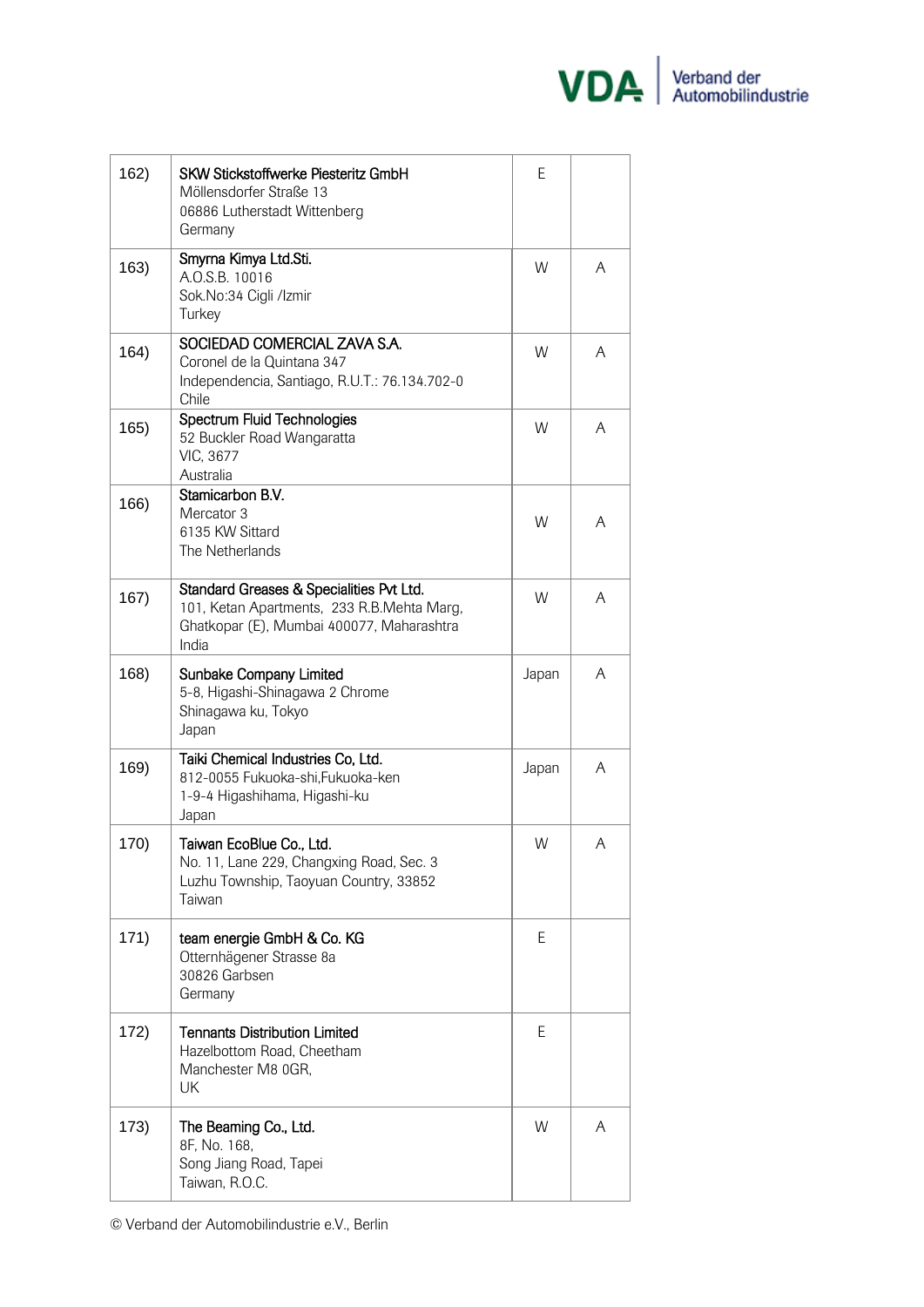| | | | |
|---|---|---|---|
| 162) | SKW Stickstoffwerke Piesteritz GmbH<br>Möllensdorfer Straße 13<br>06886 Lutherstadt Wittenberg<br>Germany | E | |
| 163) | Smyrna Kimya Ltd.Sti.<br>A.O.S.B. 10016<br>Sok.No:34 Cigli /Izmir<br>Turkey | W | A |
| 164) | SOCIEDAD COMERCIAL ZAVA S.A.<br>Coronel de la Quintana 347<br>Independencia, Santiago, R.U.T.: 76.134.702-0<br>Chile | W | A |
| 165) | Spectrum Fluid Technologies<br>52 Buckler Road Wangaratta<br>VIC, 3677<br>Australia | W | A |
| 166) | Stamicarbon B.V.<br>Mercator 3<br>6135 KW Sittard<br>The Netherlands | W | A |
| 167) | Standard Greases & Specialities Pvt Ltd.<br>101, Ketan Apartments, 233 R.B.Mehta Marg,<br>Ghatkopar (E), Mumbai 400077, Maharashtra<br>India | W | A |
| 168) | Sunbake Company Limited<br>5-8, Higashi-Shinagawa 2 Chrome<br>Shinagawa ku, Tokyo<br>Japan | Japan | A |
| 169) | Taiki Chemical Industries Co, Ltd.<br>812-0055 Fukuoka-shi,Fukuoka-ken<br>1-9-4 Higashihama, Higashi-ku<br>Japan | Japan | A |
| 170) | Taiwan EcoBlue Co., Ltd.<br>No. 11, Lane 229, Changxing Road, Sec. 3<br>Luzhu Township, Taoyuan Country, 33852<br>Taiwan | W | A |
| 171) | team energie GmbH & Co. KG<br>Otternhägener Strasse 8a<br>30826 Garbsen<br>Germany | E | |
| 172) | Tennants Distribution Limited<br>Hazelbottom Road, Cheetham<br>Manchester M8 0GR,<br>UK | E | |
| 173) | The Beaming Co., Ltd.<br>8F, No. 168,<br>Song Jiang Road, Tapei<br>Taiwan, R.O.C. | W | A |

© Verband der Automobilindustrie e.V., Berlin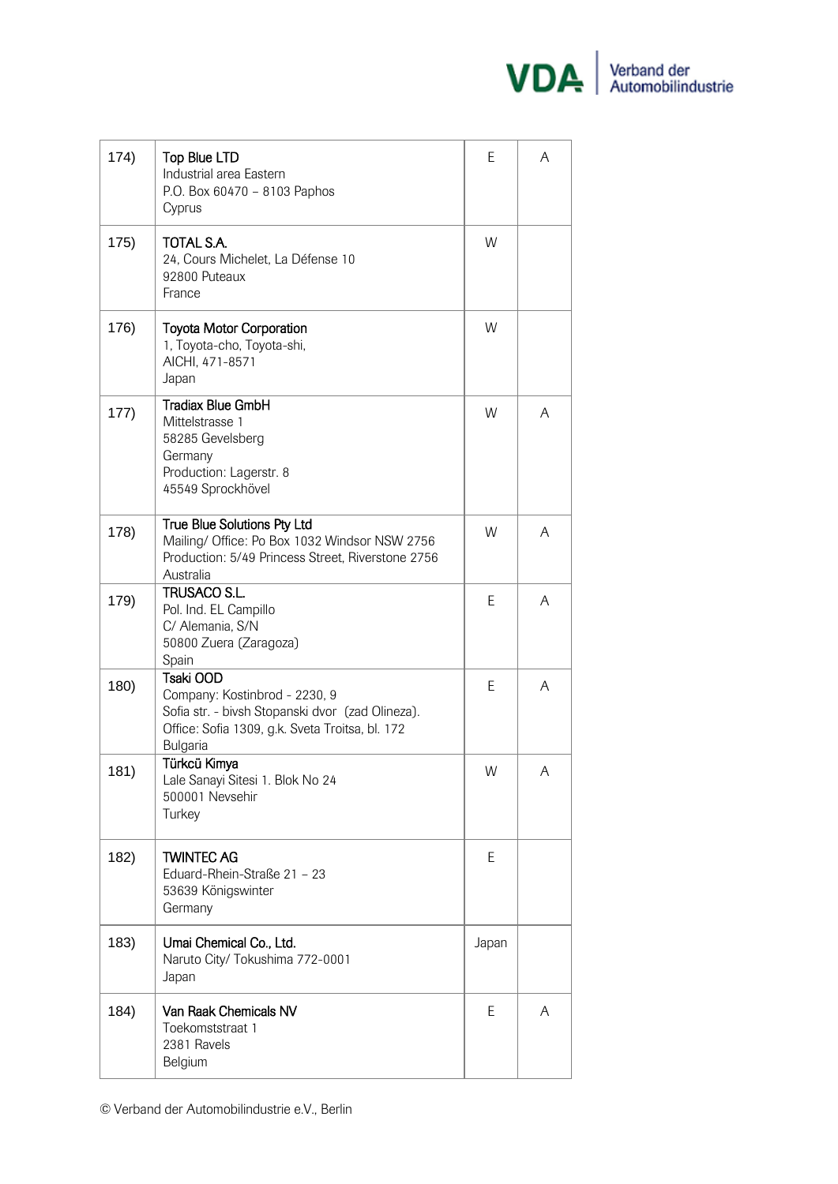| | | | |
|---|---|---|---|
| 174) | **Top Blue LTD**<br>Industrial area Eastern<br>P.O. Box 60470 – 8103 Paphos<br>Cyprus | E | A |
| 175) | **TOTAL S.A.**<br>24, Cours Michelet, La Défense 10<br>92800 Puteaux<br>France | W | |
| 176) | **Toyota Motor Corporation**<br>1, Toyota-cho, Toyota-shi,<br>AICHI, 471-8571<br>Japan | W | |
| 177) | **Tradiax Blue GmbH**<br>Mittelstrasse 1<br>58285 Gevelsberg<br>Germany<br>Production: Lagerstr. 8<br>45549 Sprockhövel | W | A |
| 178) | **True Blue Solutions Pty Ltd**<br>Mailing/ Office: Po Box 1032 Windsor NSW 2756<br>Production: 5/49 Princess Street, Riverstone 2756<br>Australia | W | A |
| 179) | **TRUSACO S.L.**<br>Pol. Ind. EL Campillo<br>C/ Alemania, S/N<br>50800 Zuera (Zaragoza)<br>Spain | E | A |
| 180) | **Tsaki OOD**<br>Company: Kostinbrod - 2230, 9<br>Sofia str. - bivsh Stopanski dvor (zad Olineza).<br>Office: Sofia 1309, g.k. Sveta Troitsa, bl. 172<br>Bulgaria | E | A |
| 181) | **Türkcü Kimya**<br>Lale Sanayi Sitesi 1. Blok No 24<br>500001 Nevsehir<br>Turkey | W | A |
| 182) | **TWINTEC AG**<br>Eduard-Rhein-Straße 21 – 23<br>53639 Königswinter<br>Germany | E | |
| 183) | **Umai Chemical Co., Ltd.**<br>Naruto City/ Tokushima 772-0001<br>Japan | Japan | |
| 184) | **Van Raak Chemicals NV**<br>Toekomststraat 1<br>2381 Ravels<br>Belgium | E | A |

© Verband der Automobilindustrie e.V., Berlin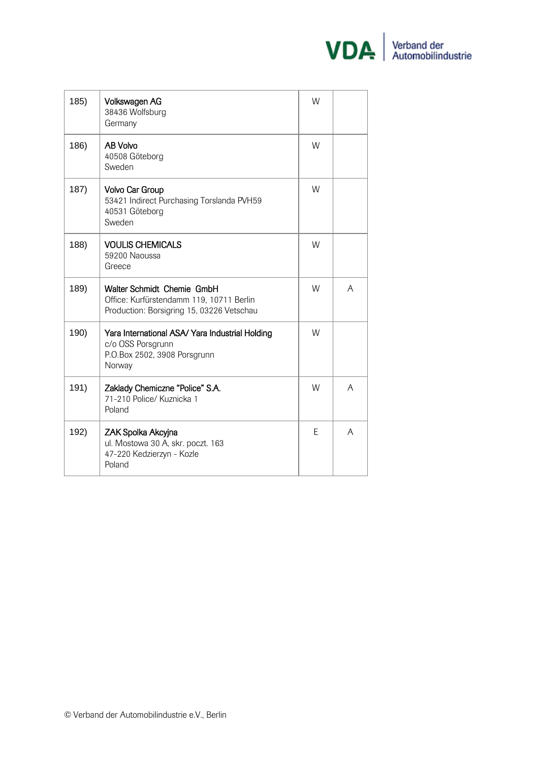| | | | |
|---|---|---|---|
| 185) | **Volkswagen AG**<br>38436 Wolfsburg<br>Germany | W | |
| 186) | **AB Volvo**<br>40508 Göteborg<br>Sweden | W | |
| 187) | **Volvo Car Group**<br>53421 Indirect Purchasing Torslanda PVH59<br>40531 Göteborg<br>Sweden | W | |
| 188) | **VOULIS CHEMICALS**<br>59200 Naoussa<br>Greece | W | |
| 189) | **Walter Schmidt Chemie GmbH**<br>Office: Kurfürstendamm 119, 10711 Berlin<br>Production: Borsigring 15, 03226 Vetschau | W | A |
| 190) | **Yara International ASA/ Yara Industrial Holding**<br>c/o OSS Porsgrunn<br>P.O.Box 2502, 3908 Porsgrunn<br>Norway | W | |
| 191) | **Zaklady Chemiczne "Police" S.A.**<br>71-210 Police/ Kuznicka 1<br>Poland | W | A |
| 192) | **ZAK Spolka Akcyjna**<br>ul. Mostowa 30 A, skr. poczt. 163<br>47-220 Kedzierzyn - Kozle<br>Poland | E | A |